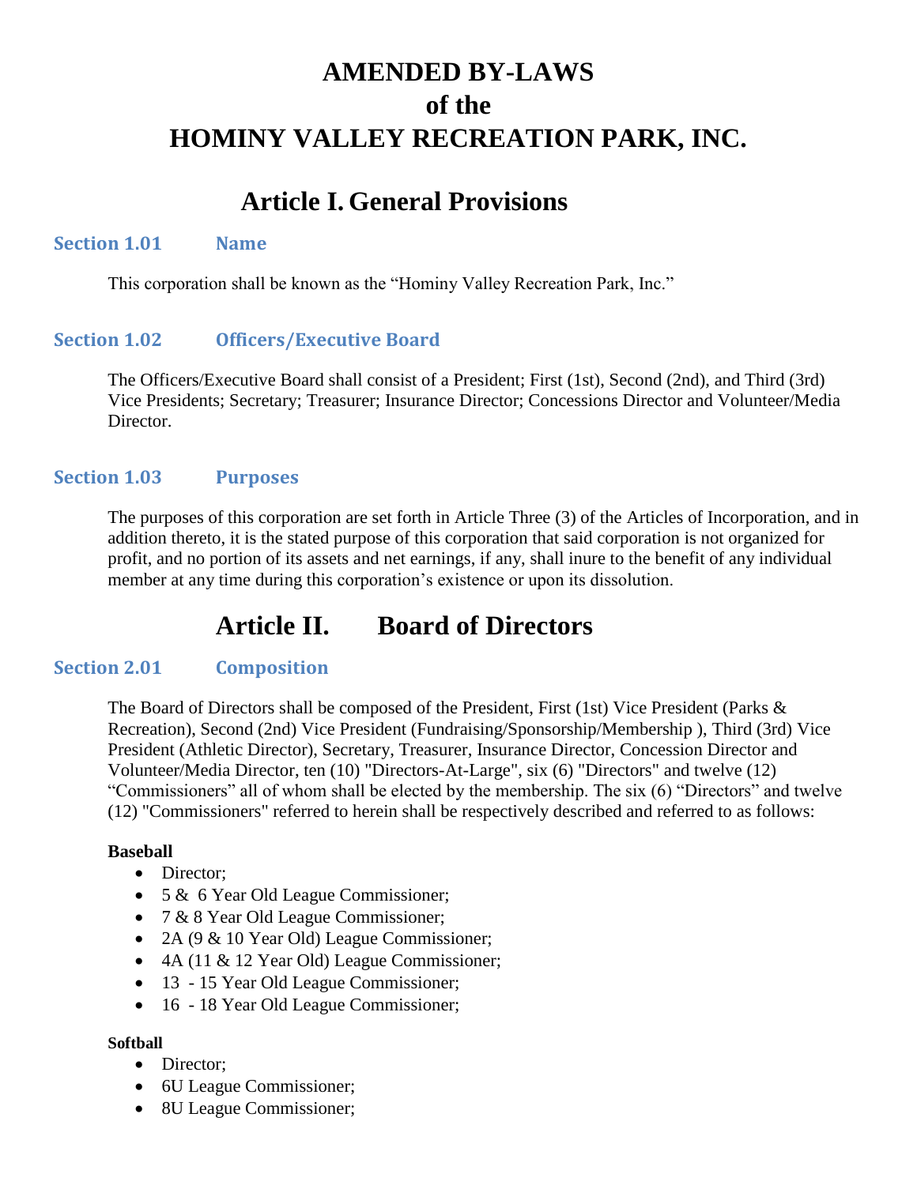# AMENDED BY-LAWS
# of the
# HOMINY VALLEY RECREATION PARK, INC.

## Article I. General Provisions

### Section 1.01 Name

This corporation shall be known as the "Hominy Valley Recreation Park, Inc."

### Section 1.02 Officers/Executive Board

The Officers/Executive Board shall consist of a President; First (1st), Second (2nd), and Third (3rd) Vice Presidents; Secretary; Treasurer; Insurance Director; Concessions Director and Volunteer/Media Director.

### Section 1.03 Purposes

The purposes of this corporation are set forth in Article Three (3) of the Articles of Incorporation, and in addition thereto, it is the stated purpose of this corporation that said corporation is not organized for profit, and no portion of its assets and net earnings, if any, shall inure to the benefit of any individual member at any time during this corporation's existence or upon its dissolution.

## Article II. Board of Directors

### Section 2.01 Composition

The Board of Directors shall be composed of the President, First (1st) Vice President (Parks & Recreation), Second (2nd) Vice President (Fundraising/Sponsorship/Membership ), Third (3rd) Vice President (Athletic Director), Secretary, Treasurer, Insurance Director, Concession Director and Volunteer/Media Director, ten (10) "Directors-At-Large", six (6) "Directors" and twelve (12) "Commissioners" all of whom shall be elected by the membership. The six (6) "Directors" and twelve (12) "Commissioners" referred to herein shall be respectively described and referred to as follows:

**Baseball**

- Director;
- 5 & 6 Year Old League Commissioner;
- 7 & 8 Year Old League Commissioner;
- 2A (9 & 10 Year Old) League Commissioner;
- 4A (11 & 12 Year Old) League Commissioner;
- 13 - 15 Year Old League Commissioner;
- 16 - 18 Year Old League Commissioner;

**Softball**

- Director;
- 6U League Commissioner;
- 8U League Commissioner;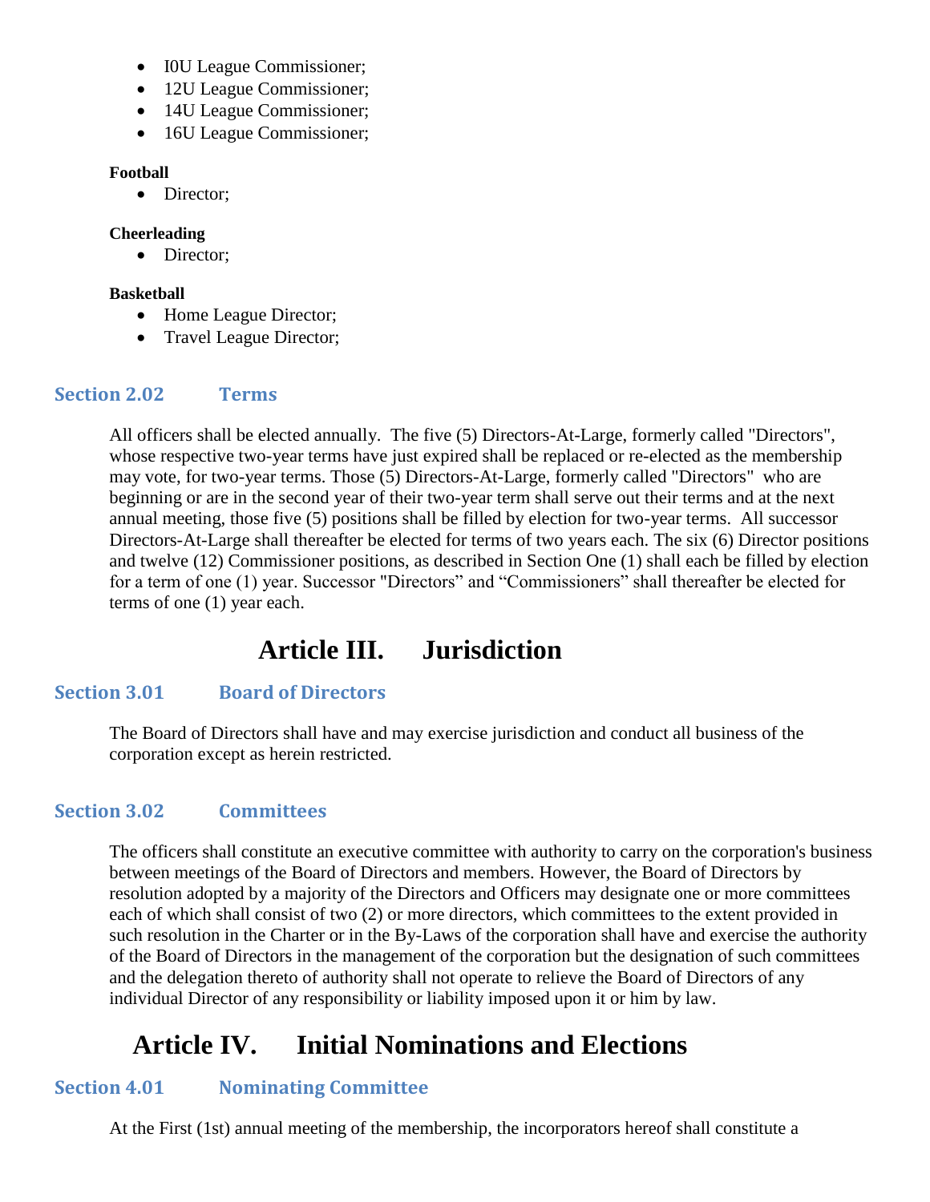- I0U League Commissioner;
- 12U League Commissioner;
- 14U League Commissioner;
- 16U League Commissioner;

**Football**

- Director;

**Cheerleading**

- Director;

**Basketball**

- Home League Director;
- Travel League Director;

### Section 2.02 Terms

All officers shall be elected annually. The five (5) Directors-At-Large, formerly called "Directors", whose respective two-year terms have just expired shall be replaced or re-elected as the membership may vote, for two-year terms. Those (5) Directors-At-Large, formerly called "Directors" who are beginning or are in the second year of their two-year term shall serve out their terms and at the next annual meeting, those five (5) positions shall be filled by election for two-year terms. All successor Directors-At-Large shall thereafter be elected for terms of two years each. The six (6) Director positions and twelve (12) Commissioner positions, as described in Section One (1) shall each be filled by election for a term of one (1) year. Successor "Directors" and "Commissioners" shall thereafter be elected for terms of one (1) year each.

# Article III. Jurisdiction

### Section 3.01 Board of Directors

The Board of Directors shall have and may exercise jurisdiction and conduct all business of the corporation except as herein restricted.

### Section 3.02 Committees

The officers shall constitute an executive committee with authority to carry on the corporation's business between meetings of the Board of Directors and members. However, the Board of Directors by resolution adopted by a majority of the Directors and Officers may designate one or more committees each of which shall consist of two (2) or more directors, which committees to the extent provided in such resolution in the Charter or in the By-Laws of the corporation shall have and exercise the authority of the Board of Directors in the management of the corporation but the designation of such committees and the delegation thereto of authority shall not operate to relieve the Board of Directors of any individual Director of any responsibility or liability imposed upon it or him by law.

# Article IV. Initial Nominations and Elections

### Section 4.01 Nominating Committee

At the First (1st) annual meeting of the membership, the incorporators hereof shall constitute a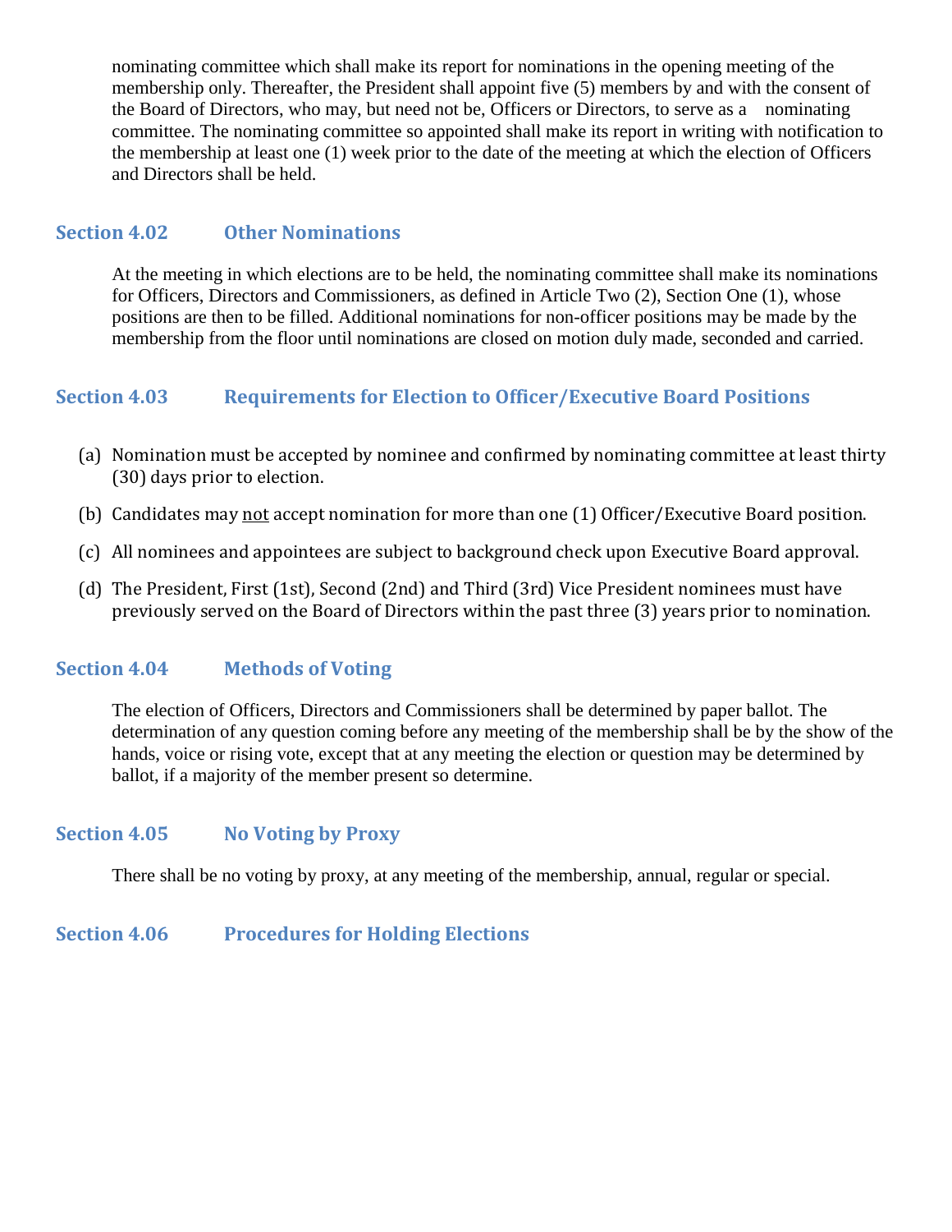nominating committee which shall make its report for nominations in the opening meeting of the membership only. Thereafter, the President shall appoint five (5) members by and with the consent of the Board of Directors, who may, but need not be, Officers or Directors, to serve as a nominating committee. The nominating committee so appointed shall make its report in writing with notification to the membership at least one (1) week prior to the date of the meeting at which the election of Officers and Directors shall be held.

### Section 4.02 Other Nominations

At the meeting in which elections are to be held, the nominating committee shall make its nominations for Officers, Directors and Commissioners, as defined in Article Two (2), Section One (1), whose positions are then to be filled. Additional nominations for non-officer positions may be made by the membership from the floor until nominations are closed on motion duly made, seconded and carried.

### Section 4.03 Requirements for Election to Officer/Executive Board Positions

(a) Nomination must be accepted by nominee and confirmed by nominating committee at least thirty (30) days prior to election.

(b) Candidates may <u>not</u> accept nomination for more than one (1) Officer/Executive Board position.

(c) All nominees and appointees are subject to background check upon Executive Board approval.

(d) The President, First (1st), Second (2nd) and Third (3rd) Vice President nominees must have previously served on the Board of Directors within the past three (3) years prior to nomination.

### Section 4.04 Methods of Voting

The election of Officers, Directors and Commissioners shall be determined by paper ballot. The determination of any question coming before any meeting of the membership shall be by the show of the hands, voice or rising vote, except that at any meeting the election or question may be determined by ballot, if a majority of the member present so determine.

### Section 4.05 No Voting by Proxy

There shall be no voting by proxy, at any meeting of the membership, annual, regular or special.

### Section 4.06 Procedures for Holding Elections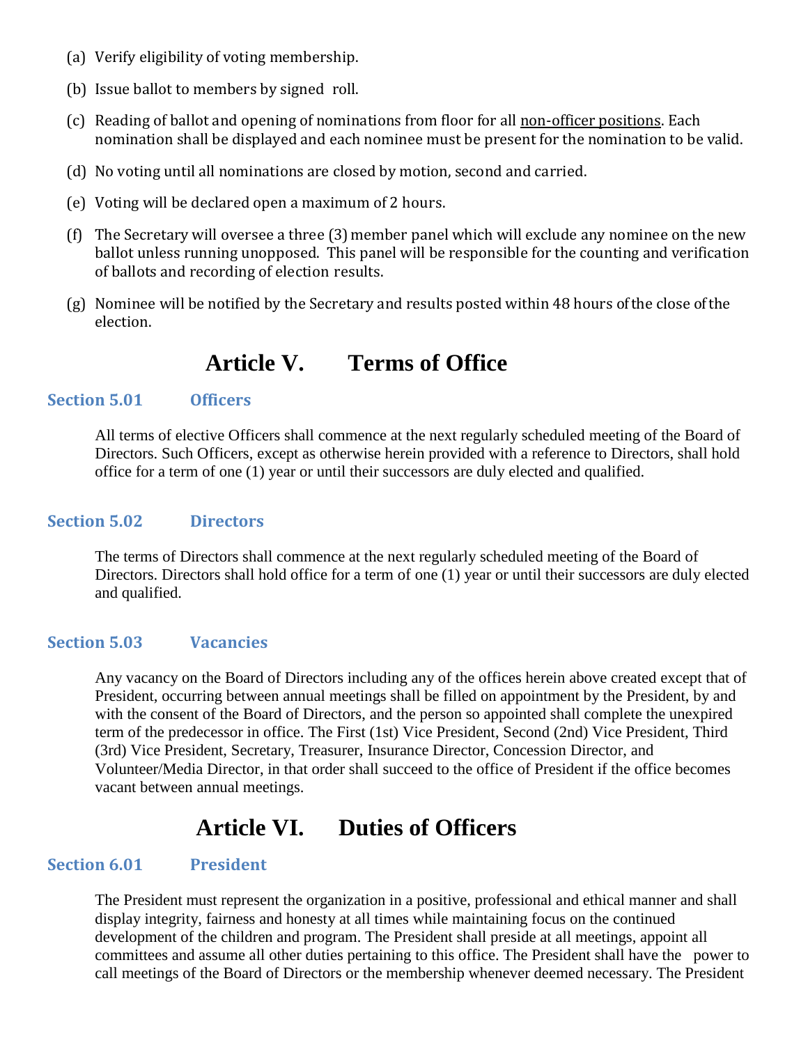(a) Verify eligibility of voting membership.

(b) Issue ballot to members by signed roll.

(c) Reading of ballot and opening of nominations from floor for all <u>non-officer positions</u>. Each nomination shall be displayed and each nominee must be present for the nomination to be valid.

(d) No voting until all nominations are closed by motion, second and carried.

(e) Voting will be declared open a maximum of 2 hours.

(f) The Secretary will oversee a three (3) member panel which will exclude any nominee on the new ballot unless running unopposed. This panel will be responsible for the counting and verification of ballots and recording of election results.

(g) Nominee will be notified by the Secretary and results posted within 48 hours of the close of the election.

# Article V. Terms of Office

## Section 5.01 Officers

All terms of elective Officers shall commence at the next regularly scheduled meeting of the Board of Directors. Such Officers, except as otherwise herein provided with a reference to Directors, shall hold office for a term of one (1) year or until their successors are duly elected and qualified.

## Section 5.02 Directors

The terms of Directors shall commence at the next regularly scheduled meeting of the Board of Directors. Directors shall hold office for a term of one (1) year or until their successors are duly elected and qualified.

## Section 5.03 Vacancies

Any vacancy on the Board of Directors including any of the offices herein above created except that of President, occurring between annual meetings shall be filled on appointment by the President, by and with the consent of the Board of Directors, and the person so appointed shall complete the unexpired term of the predecessor in office. The First (1st) Vice President, Second (2nd) Vice President, Third (3rd) Vice President, Secretary, Treasurer, Insurance Director, Concession Director, and Volunteer/Media Director, in that order shall succeed to the office of President if the office becomes vacant between annual meetings.

# Article VI. Duties of Officers

## Section 6.01 President

The President must represent the organization in a positive, professional and ethical manner and shall display integrity, fairness and honesty at all times while maintaining focus on the continued development of the children and program. The President shall preside at all meetings, appoint all committees and assume all other duties pertaining to this office. The President shall have the power to call meetings of the Board of Directors or the membership whenever deemed necessary. The President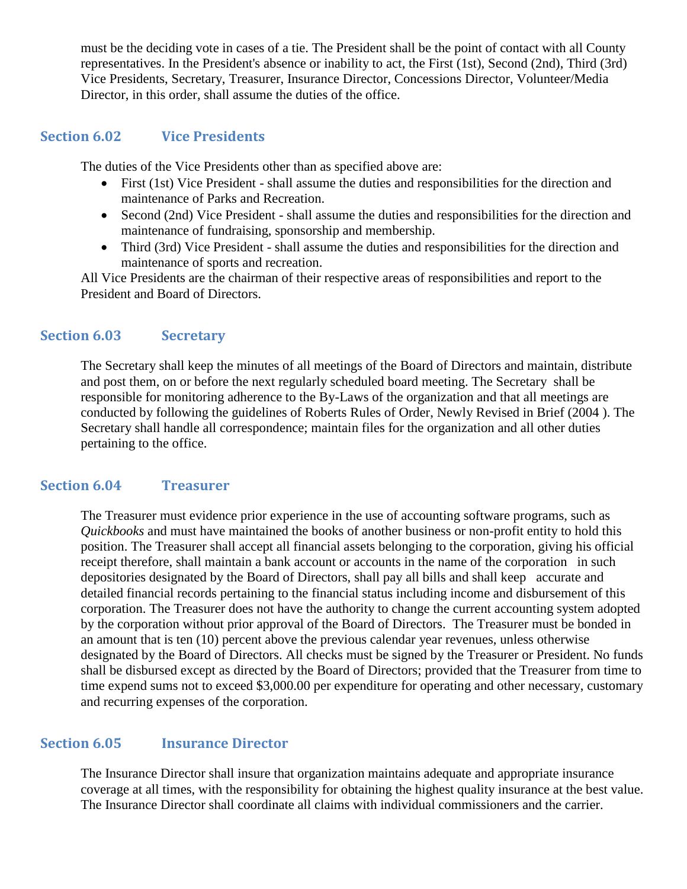must be the deciding vote in cases of a tie. The President shall be the point of contact with all County representatives. In the President's absence or inability to act, the First (1st), Second (2nd), Third (3rd) Vice Presidents, Secretary, Treasurer, Insurance Director, Concessions Director, Volunteer/Media Director, in this order, shall assume the duties of the office.

### Section 6.02 Vice Presidents

The duties of the Vice Presidents other than as specified above are:

- First (1st) Vice President - shall assume the duties and responsibilities for the direction and maintenance of Parks and Recreation.
- Second (2nd) Vice President - shall assume the duties and responsibilities for the direction and maintenance of fundraising, sponsorship and membership.
- Third (3rd) Vice President - shall assume the duties and responsibilities for the direction and maintenance of sports and recreation.

All Vice Presidents are the chairman of their respective areas of responsibilities and report to the President and Board of Directors.

### Section 6.03 Secretary

The Secretary shall keep the minutes of all meetings of the Board of Directors and maintain, distribute and post them, on or before the next regularly scheduled board meeting. The Secretary shall be responsible for monitoring adherence to the By-Laws of the organization and that all meetings are conducted by following the guidelines of Roberts Rules of Order, Newly Revised in Brief (2004 ). The Secretary shall handle all correspondence; maintain files for the organization and all other duties pertaining to the office.

### Section 6.04 Treasurer

The Treasurer must evidence prior experience in the use of accounting software programs, such as *Quickbooks* and must have maintained the books of another business or non-profit entity to hold this position. The Treasurer shall accept all financial assets belonging to the corporation, giving his official receipt therefore, shall maintain a bank account or accounts in the name of the corporation in such depositories designated by the Board of Directors, shall pay all bills and shall keep accurate and detailed financial records pertaining to the financial status including income and disbursement of this corporation. The Treasurer does not have the authority to change the current accounting system adopted by the corporation without prior approval of the Board of Directors. The Treasurer must be bonded in an amount that is ten (10) percent above the previous calendar year revenues, unless otherwise designated by the Board of Directors. All checks must be signed by the Treasurer or President. No funds shall be disbursed except as directed by the Board of Directors; provided that the Treasurer from time to time expend sums not to exceed $3,000.00 per expenditure for operating and other necessary, customary and recurring expenses of the corporation.

### Section 6.05 Insurance Director

The Insurance Director shall insure that organization maintains adequate and appropriate insurance coverage at all times, with the responsibility for obtaining the highest quality insurance at the best value. The Insurance Director shall coordinate all claims with individual commissioners and the carrier.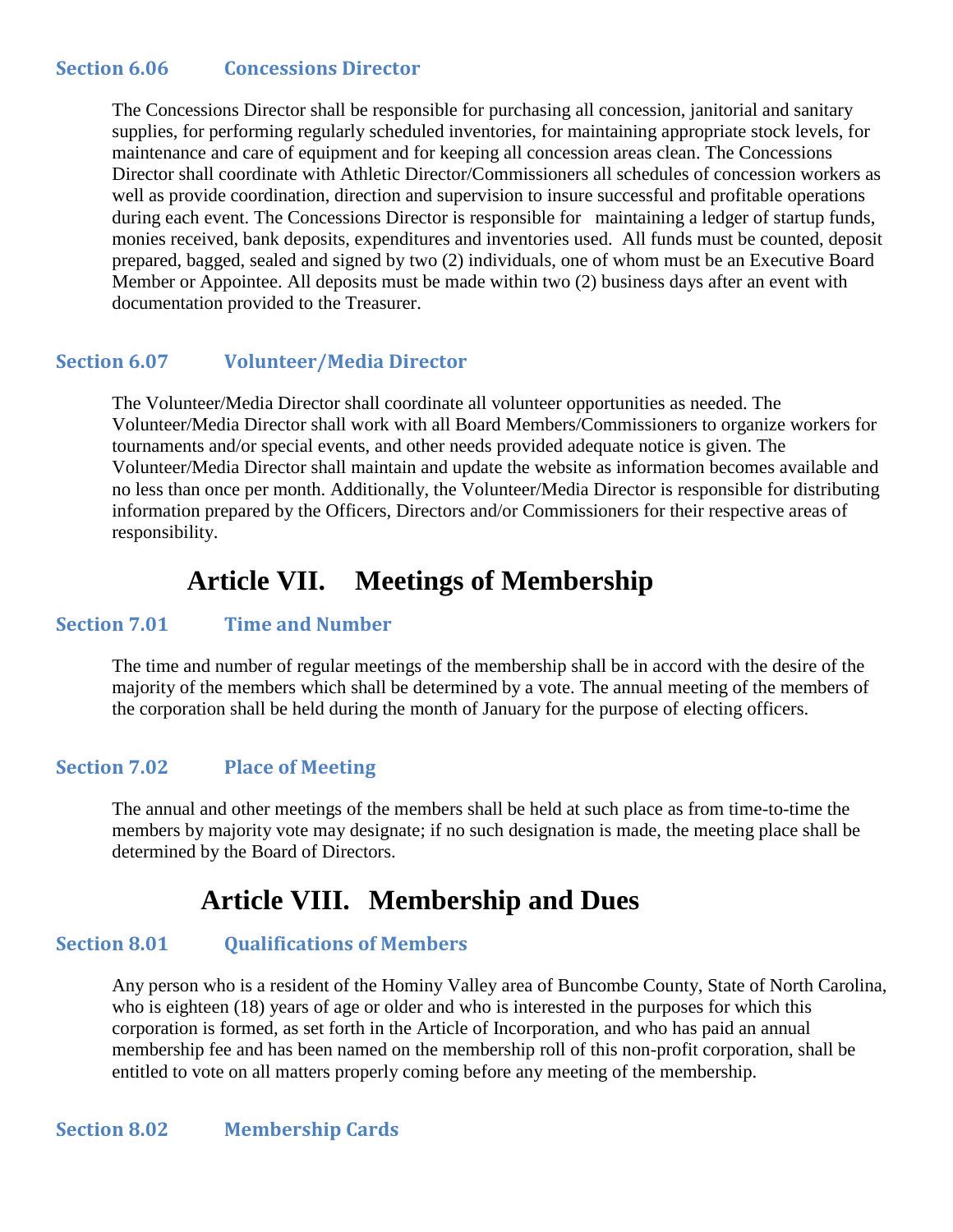### Section 6.06 Concessions Director

The Concessions Director shall be responsible for purchasing all concession, janitorial and sanitary supplies, for performing regularly scheduled inventories, for maintaining appropriate stock levels, for maintenance and care of equipment and for keeping all concession areas clean. The Concessions Director shall coordinate with Athletic Director/Commissioners all schedules of concession workers as well as provide coordination, direction and supervision to insure successful and profitable operations during each event. The Concessions Director is responsible for maintaining a ledger of startup funds, monies received, bank deposits, expenditures and inventories used. All funds must be counted, deposit prepared, bagged, sealed and signed by two (2) individuals, one of whom must be an Executive Board Member or Appointee. All deposits must be made within two (2) business days after an event with documentation provided to the Treasurer.

### Section 6.07 Volunteer/Media Director

The Volunteer/Media Director shall coordinate all volunteer opportunities as needed. The Volunteer/Media Director shall work with all Board Members/Commissioners to organize workers for tournaments and/or special events, and other needs provided adequate notice is given. The Volunteer/Media Director shall maintain and update the website as information becomes available and no less than once per month. Additionally, the Volunteer/Media Director is responsible for distributing information prepared by the Officers, Directors and/or Commissioners for their respective areas of responsibility.

## Article VII. Meetings of Membership

### Section 7.01 Time and Number

The time and number of regular meetings of the membership shall be in accord with the desire of the majority of the members which shall be determined by a vote. The annual meeting of the members of the corporation shall be held during the month of January for the purpose of electing officers.

### Section 7.02 Place of Meeting

The annual and other meetings of the members shall be held at such place as from time-to-time the members by majority vote may designate; if no such designation is made, the meeting place shall be determined by the Board of Directors.

## Article VIII. Membership and Dues

### Section 8.01 Qualifications of Members

Any person who is a resident of the Hominy Valley area of Buncombe County, State of North Carolina, who is eighteen (18) years of age or older and who is interested in the purposes for which this corporation is formed, as set forth in the Article of Incorporation, and who has paid an annual membership fee and has been named on the membership roll of this non-profit corporation, shall be entitled to vote on all matters properly coming before any meeting of the membership.

### Section 8.02 Membership Cards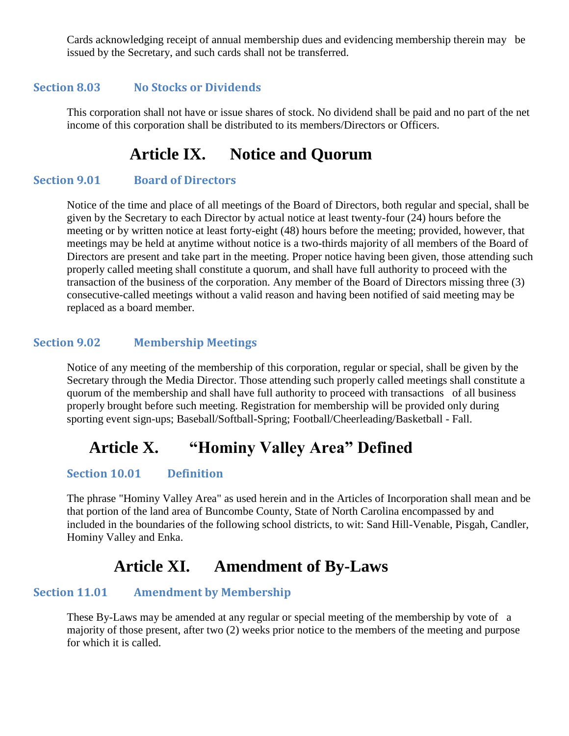Cards acknowledging receipt of annual membership dues and evidencing membership therein may be issued by the Secretary, and such cards shall not be transferred.

### Section 8.03 No Stocks or Dividends

This corporation shall not have or issue shares of stock. No dividend shall be paid and no part of the net income of this corporation shall be distributed to its members/Directors or Officers.

## Article IX. Notice and Quorum

### Section 9.01 Board of Directors

Notice of the time and place of all meetings of the Board of Directors, both regular and special, shall be given by the Secretary to each Director by actual notice at least twenty-four (24) hours before the meeting or by written notice at least forty-eight (48) hours before the meeting; provided, however, that meetings may be held at anytime without notice is a two-thirds majority of all members of the Board of Directors are present and take part in the meeting. Proper notice having been given, those attending such properly called meeting shall constitute a quorum, and shall have full authority to proceed with the transaction of the business of the corporation. Any member of the Board of Directors missing three (3) consecutive-called meetings without a valid reason and having been notified of said meeting may be replaced as a board member.

### Section 9.02 Membership Meetings

Notice of any meeting of the membership of this corporation, regular or special, shall be given by the Secretary through the Media Director. Those attending such properly called meetings shall constitute a quorum of the membership and shall have full authority to proceed with transactions of all business properly brought before such meeting. Registration for membership will be provided only during sporting event sign-ups; Baseball/Softball-Spring; Football/Cheerleading/Basketball - Fall.

## Article X. "Hominy Valley Area" Defined

### Section 10.01 Definition

The phrase "Hominy Valley Area" as used herein and in the Articles of Incorporation shall mean and be that portion of the land area of Buncombe County, State of North Carolina encompassed by and included in the boundaries of the following school districts, to wit: Sand Hill-Venable, Pisgah, Candler, Hominy Valley and Enka.

## Article XI. Amendment of By-Laws

### Section 11.01 Amendment by Membership

These By-Laws may be amended at any regular or special meeting of the membership by vote of a majority of those present, after two (2) weeks prior notice to the members of the meeting and purpose for which it is called.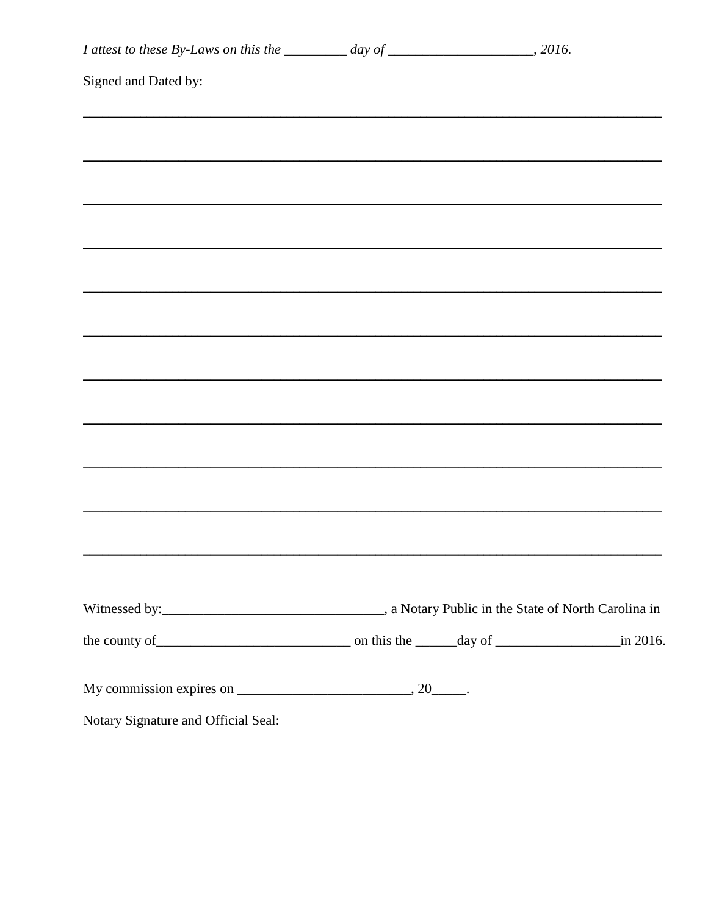*I attest to these By-Laws on this the _________ day of ____________________, 2016.*

Signed and Dated by:

______________________________________________________________________________

______________________________________________________________________________

______________________________________________________________________________

______________________________________________________________________________

______________________________________________________________________________

______________________________________________________________________________

______________________________________________________________________________

______________________________________________________________________________

______________________________________________________________________________

______________________________________________________________________________

______________________________________________________________________________

Witnessed by:________________________________, a Notary Public in the State of North Carolina in the county of___________________________ on this the ______day of __________________in 2016.

My commission expires on _________________________, 20_____.

Notary Signature and Official Seal: